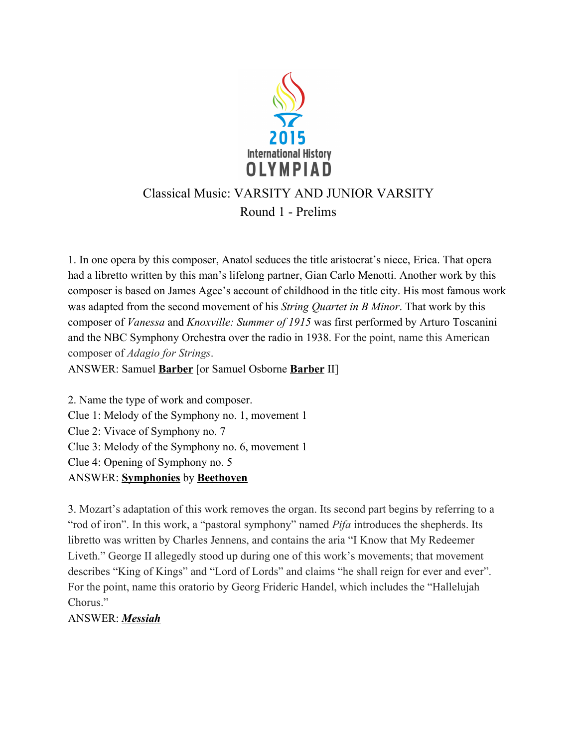2015 International History OLYMPIAD

# Classical Music: VARSITY AND JUNIOR VARSITY

## Round 1 - Prelims

1. In one opera by this composer, Anatol seduces the title aristocrat's niece, Erica. That opera had a libretto written by this man's lifelong partner, Gian Carlo Menotti. Another work by this composer is based on James Agee's account of childhood in the title city. His most famous work was adapted from the second movement of his *String Quartet in B Minor*. That work by this composer of *Vanessa* and *Knoxville: Summer of 1915* was first performed by Arturo Toscanini and the NBC Symphony Orchestra over the radio in 1938. For the point, name this American composer of *Adagio for Strings*.
ANSWER: Samuel **Barber** [or Samuel Osborne **Barber** II]

2. Name the type of work and composer.
Clue 1: Melody of the Symphony no. 1, movement 1
Clue 2: Vivace of Symphony no. 7
Clue 3: Melody of the Symphony no. 6, movement 1
Clue 4: Opening of Symphony no. 5
ANSWER: **Symphonies** by **Beethoven**

3. Mozart's adaptation of this work removes the organ. Its second part begins by referring to a "rod of iron". In this work, a "pastoral symphony" named *Pifa* introduces the shepherds. Its libretto was written by Charles Jennens, and contains the aria "I Know that My Redeemer Liveth." George II allegedly stood up during one of this work's movements; that movement describes "King of Kings" and "Lord of Lords" and claims "he shall reign for ever and ever". For the point, name this oratorio by Georg Frideric Handel, which includes the "Hallelujah Chorus."
ANSWER: ***Messiah***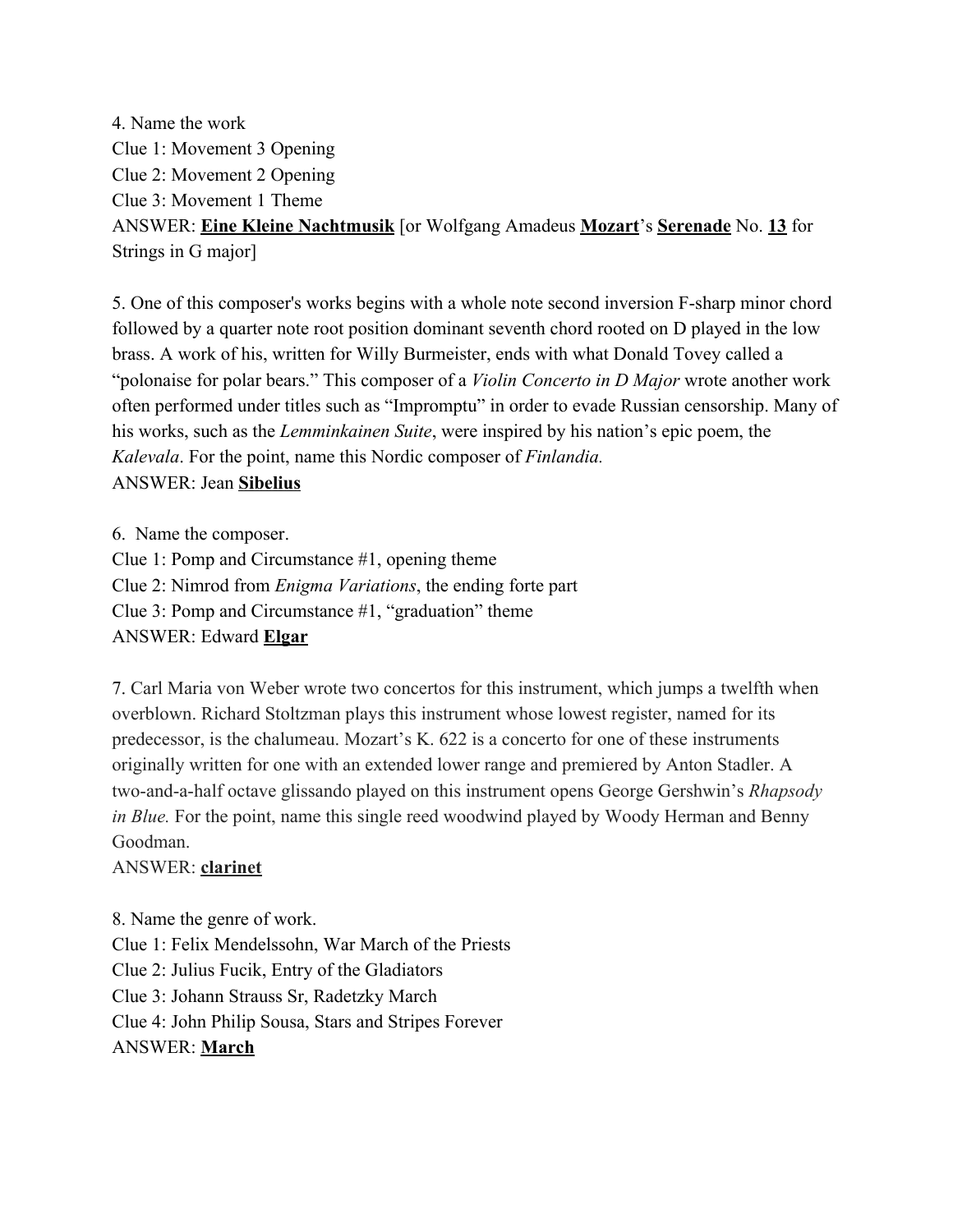4. Name the work
Clue 1: Movement 3 Opening
Clue 2: Movement 2 Opening
Clue 3: Movement 1 Theme
ANSWER: **Eine Kleine Nachtmusik** [or Wolfgang Amadeus **Mozart**'s **Serenade** No. **13** for Strings in G major]

5. One of this composer's works begins with a whole note second inversion F-sharp minor chord followed by a quarter note root position dominant seventh chord rooted on D played in the low brass. A work of his, written for Willy Burmeister, ends with what Donald Tovey called a "polonaise for polar bears." This composer of a *Violin Concerto in D Major* wrote another work often performed under titles such as "Impromptu" in order to evade Russian censorship. Many of his works, such as the *Lemminkainen Suite*, were inspired by his nation's epic poem, the *Kalevala*. For the point, name this Nordic composer of *Finlandia.*
ANSWER: Jean **Sibelius**

6. Name the composer.
Clue 1: Pomp and Circumstance #1, opening theme
Clue 2: Nimrod from *Enigma Variations*, the ending forte part
Clue 3: Pomp and Circumstance #1, "graduation" theme
ANSWER: Edward **Elgar**

7. Carl Maria von Weber wrote two concertos for this instrument, which jumps a twelfth when overblown. Richard Stoltzman plays this instrument whose lowest register, named for its predecessor, is the chalumeau. Mozart's K. 622 is a concerto for one of these instruments originally written for one with an extended lower range and premiered by Anton Stadler. A two-and-a-half octave glissando played on this instrument opens George Gershwin's *Rhapsody in Blue.* For the point, name this single reed woodwind played by Woody Herman and Benny Goodman.
ANSWER: **clarinet**

8. Name the genre of work.
Clue 1: Felix Mendelssohn, War March of the Priests
Clue 2: Julius Fucik, Entry of the Gladiators
Clue 3: Johann Strauss Sr, Radetzky March
Clue 4: John Philip Sousa, Stars and Stripes Forever
ANSWER: **March**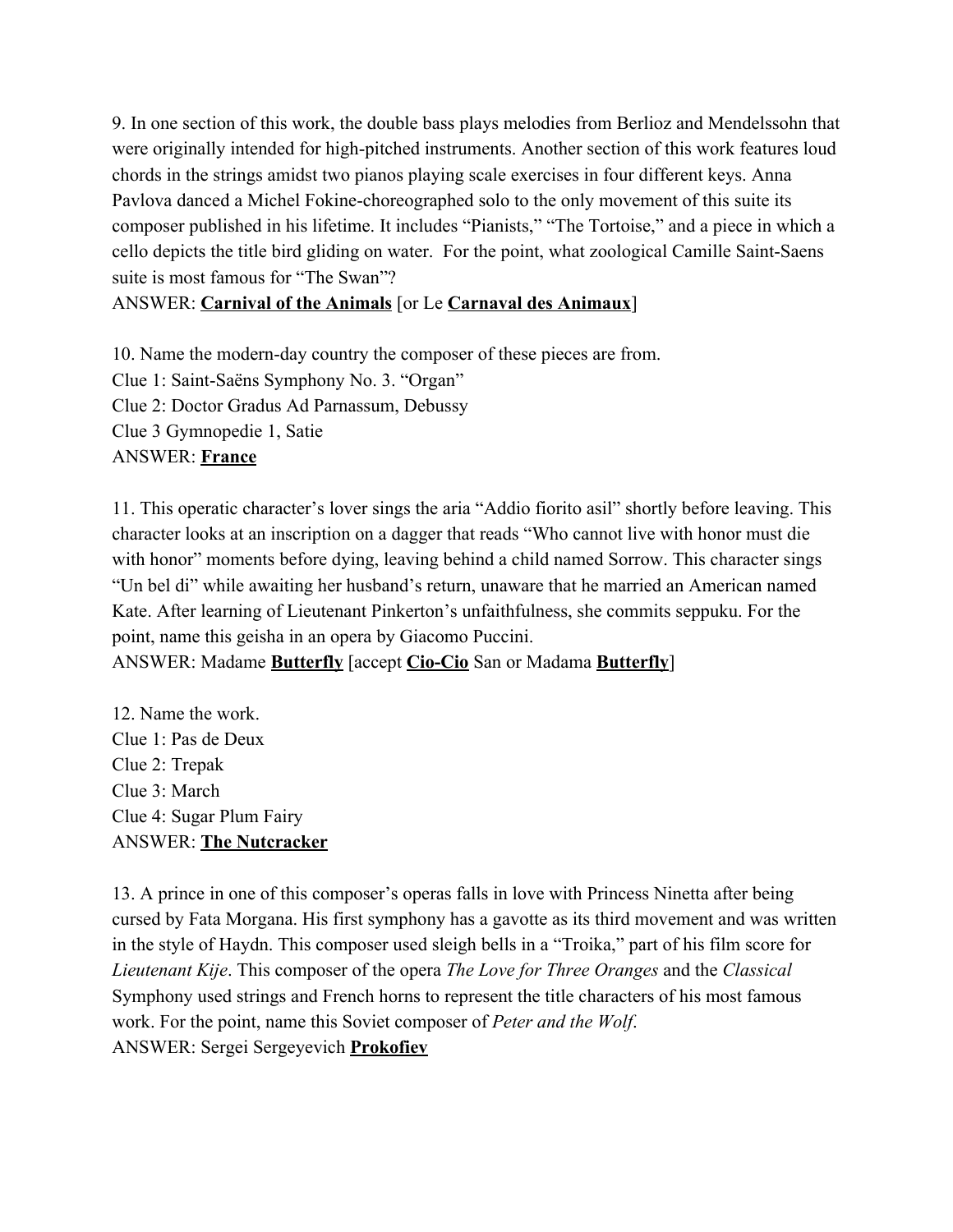9. In one section of this work, the double bass plays melodies from Berlioz and Mendelssohn that were originally intended for high-pitched instruments. Another section of this work features loud chords in the strings amidst two pianos playing scale exercises in four different keys. Anna Pavlova danced a Michel Fokine-choreographed solo to the only movement of this suite its composer published in his lifetime. It includes "Pianists," "The Tortoise," and a piece in which a cello depicts the title bird gliding on water. For the point, what zoological Camille Saint-Saens suite is most famous for "The Swan"?
ANSWER: **Carnival of the Animals** [or Le **Carnaval des Animaux**]

10. Name the modern-day country the composer of these pieces are from.
Clue 1: Saint-Saëns Symphony No. 3. "Organ"
Clue 2: Doctor Gradus Ad Parnassum, Debussy
Clue 3 Gymnopedie 1, Satie
ANSWER: **France**

11. This operatic character's lover sings the aria "Addio fiorito asil" shortly before leaving. This character looks at an inscription on a dagger that reads "Who cannot live with honor must die with honor" moments before dying, leaving behind a child named Sorrow. This character sings "Un bel di" while awaiting her husband's return, unaware that he married an American named Kate. After learning of Lieutenant Pinkerton's unfaithfulness, she commits seppuku. For the point, name this geisha in an opera by Giacomo Puccini.
ANSWER: Madame **Butterfly** [accept **Cio-Cio** San or Madama **Butterfly**]

12. Name the work.
Clue 1: Pas de Deux
Clue 2: Trepak
Clue 3: March
Clue 4: Sugar Plum Fairy
ANSWER: **The Nutcracker**

13. A prince in one of this composer's operas falls in love with Princess Ninetta after being cursed by Fata Morgana. His first symphony has a gavotte as its third movement and was written in the style of Haydn. This composer used sleigh bells in a "Troika," part of his film score for *Lieutenant Kije*. This composer of the opera *The Love for Three Oranges* and the *Classical* Symphony used strings and French horns to represent the title characters of his most famous work. For the point, name this Soviet composer of *Peter and the Wolf*.
ANSWER: Sergei Sergeyevich **Prokofiev**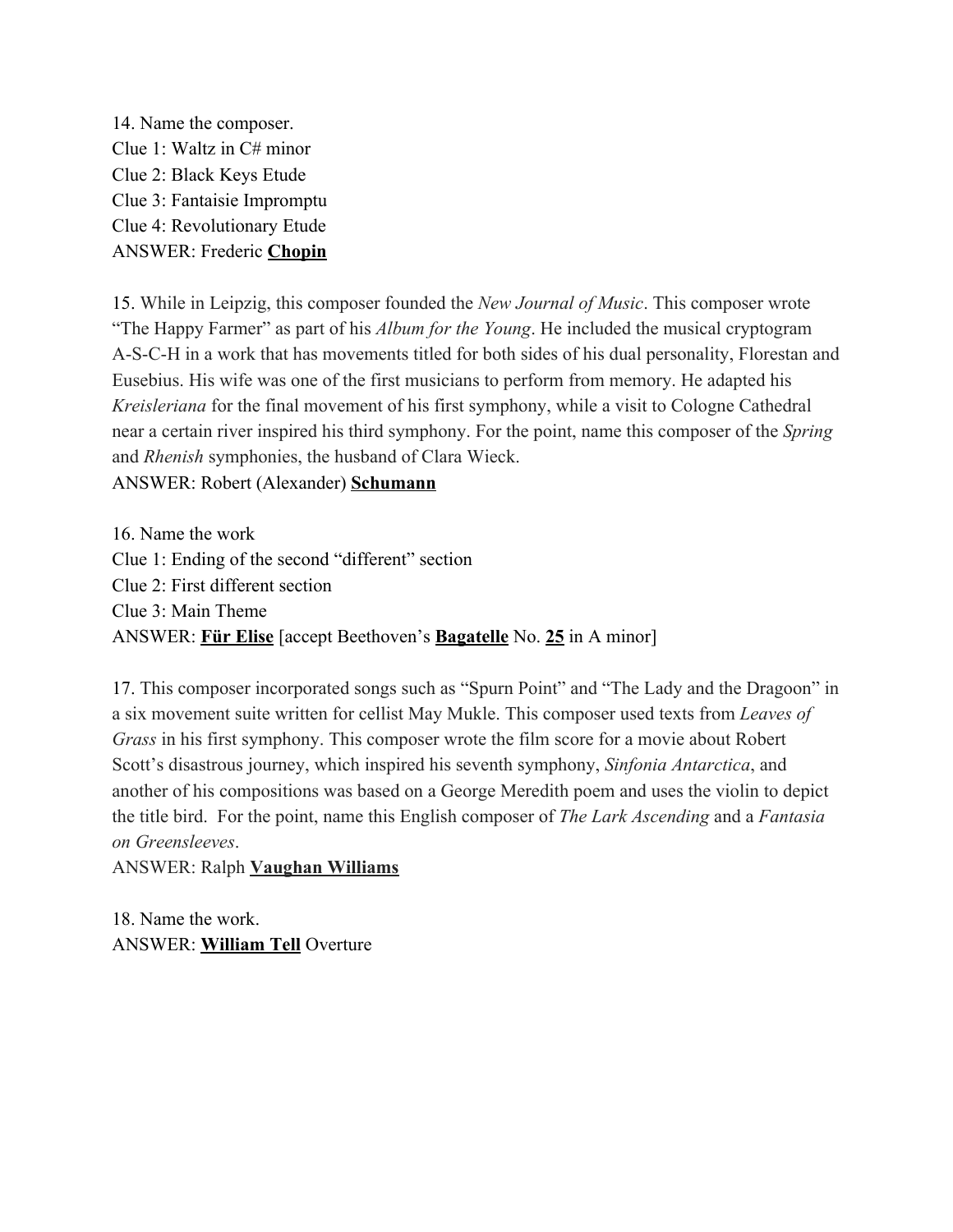14. Name the composer.
Clue 1: Waltz in C# minor
Clue 2: Black Keys Etude
Clue 3: Fantaisie Impromptu
Clue 4: Revolutionary Etude
ANSWER: Frederic **Chopin**

15. While in Leipzig, this composer founded the *New Journal of Music*. This composer wrote "The Happy Farmer" as part of his *Album for the Young*. He included the musical cryptogram A-S-C-H in a work that has movements titled for both sides of his dual personality, Florestan and Eusebius. His wife was one of the first musicians to perform from memory. He adapted his *Kreisleriana* for the final movement of his first symphony, while a visit to Cologne Cathedral near a certain river inspired his third symphony. For the point, name this composer of the *Spring* and *Rhenish* symphonies, the husband of Clara Wieck.
ANSWER: Robert (Alexander) **Schumann**

16. Name the work
Clue 1: Ending of the second "different" section
Clue 2: First different section
Clue 3: Main Theme
ANSWER: **Für Elise** [accept Beethoven's **Bagatelle** No. **25** in A minor]

17. This composer incorporated songs such as "Spurn Point" and "The Lady and the Dragoon" in a six movement suite written for cellist May Mukle. This composer used texts from *Leaves of Grass* in his first symphony. This composer wrote the film score for a movie about Robert Scott's disastrous journey, which inspired his seventh symphony, *Sinfonia Antarctica*, and another of his compositions was based on a George Meredith poem and uses the violin to depict the title bird. For the point, name this English composer of *The Lark Ascending* and a *Fantasia on Greensleeves*.
ANSWER: Ralph **Vaughan Williams**

18. Name the work.
ANSWER: **William Tell** Overture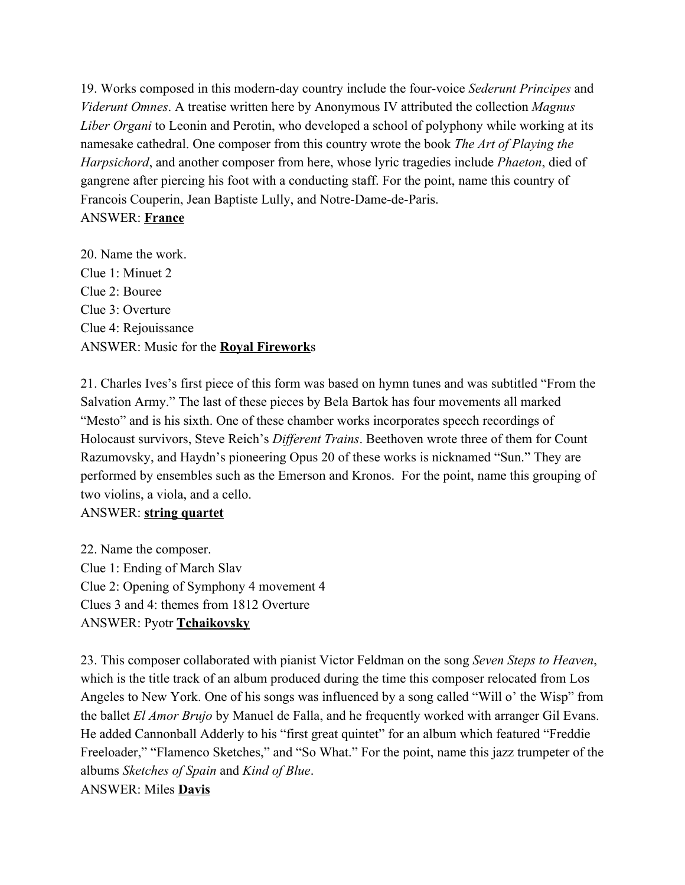19. Works composed in this modern-day country include the four-voice *Sederunt Principes* and *Viderunt Omnes*. A treatise written here by Anonymous IV attributed the collection *Magnus Liber Organi* to Leonin and Perotin, who developed a school of polyphony while working at its namesake cathedral. One composer from this country wrote the book *The Art of Playing the Harpsichord*, and another composer from here, whose lyric tragedies include *Phaeton*, died of gangrene after piercing his foot with a conducting staff. For the point, name this country of Francois Couperin, Jean Baptiste Lully, and Notre-Dame-de-Paris.
ANSWER: **<u>France</u>**

20. Name the work.
Clue 1: Minuet 2
Clue 2: Bouree
Clue 3: Overture
Clue 4: Rejouissance
ANSWER: Music for the **<u>Royal Firework</u>**s

21. Charles Ives's first piece of this form was based on hymn tunes and was subtitled "From the Salvation Army." The last of these pieces by Bela Bartok has four movements all marked "Mesto" and is his sixth. One of these chamber works incorporates speech recordings of Holocaust survivors, Steve Reich's *Different Trains*. Beethoven wrote three of them for Count Razumovsky, and Haydn's pioneering Opus 20 of these works is nicknamed "Sun." They are performed by ensembles such as the Emerson and Kronos. For the point, name this grouping of two violins, a viola, and a cello.
ANSWER: **<u>string quartet</u>**

22. Name the composer.
Clue 1: Ending of March Slav
Clue 2: Opening of Symphony 4 movement 4
Clues 3 and 4: themes from 1812 Overture
ANSWER: Pyotr **<u>Tchaikovsky</u>**

23. This composer collaborated with pianist Victor Feldman on the song *Seven Steps to Heaven*, which is the title track of an album produced during the time this composer relocated from Los Angeles to New York. One of his songs was influenced by a song called "Will o' the Wisp" from the ballet *El Amor Brujo* by Manuel de Falla, and he frequently worked with arranger Gil Evans. He added Cannonball Adderly to his "first great quintet" for an album which featured "Freddie Freeloader," "Flamenco Sketches," and "So What." For the point, name this jazz trumpeter of the albums *Sketches of Spain* and *Kind of Blue*.
ANSWER: Miles **<u>Davis</u>**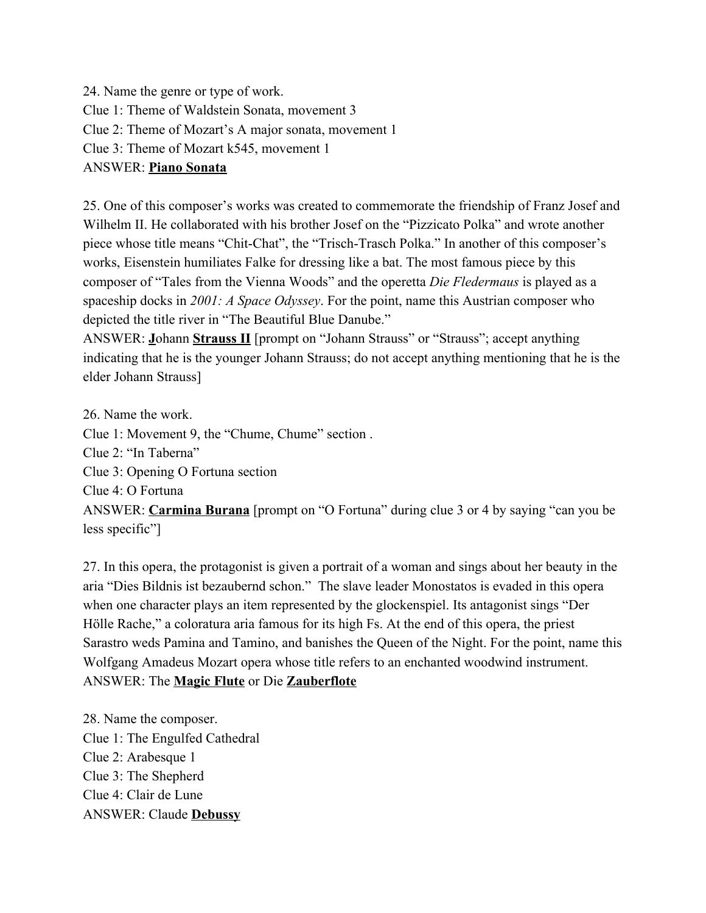24. Name the genre or type of work.
Clue 1: Theme of Waldstein Sonata, movement 3
Clue 2: Theme of Mozart's A major sonata, movement 1
Clue 3: Theme of Mozart k545, movement 1
ANSWER: **Piano Sonata**

25. One of this composer's works was created to commemorate the friendship of Franz Josef and Wilhelm II. He collaborated with his brother Josef on the "Pizzicato Polka" and wrote another piece whose title means "Chit-Chat", the "Trisch-Trasch Polka." In another of this composer's works, Eisenstein humiliates Falke for dressing like a bat. The most famous piece by this composer of "Tales from the Vienna Woods" and the operetta *Die Fledermaus* is played as a spaceship docks in *2001: A Space Odyssey*. For the point, name this Austrian composer who depicted the title river in "The Beautiful Blue Danube."
ANSWER: **J**ohann **Strauss II** [prompt on "Johann Strauss" or "Strauss"; accept anything indicating that he is the younger Johann Strauss; do not accept anything mentioning that he is the elder Johann Strauss]

26. Name the work.
Clue 1: Movement 9, the "Chume, Chume" section .
Clue 2: "In Taberna"
Clue 3: Opening O Fortuna section
Clue 4: O Fortuna
ANSWER: **Carmina Burana** [prompt on "O Fortuna" during clue 3 or 4 by saying "can you be less specific"]

27. In this opera, the protagonist is given a portrait of a woman and sings about her beauty in the aria "Dies Bildnis ist bezaubernd schon." The slave leader Monostatos is evaded in this opera when one character plays an item represented by the glockenspiel. Its antagonist sings "Der Hölle Rache," a coloratura aria famous for its high Fs. At the end of this opera, the priest Sarastro weds Pamina and Tamino, and banishes the Queen of the Night. For the point, name this Wolfgang Amadeus Mozart opera whose title refers to an enchanted woodwind instrument.
ANSWER: The **Magic Flute** or Die **Zauberflote**

28. Name the composer.
Clue 1: The Engulfed Cathedral
Clue 2: Arabesque 1
Clue 3: The Shepherd
Clue 4: Clair de Lune
ANSWER: Claude **Debussy**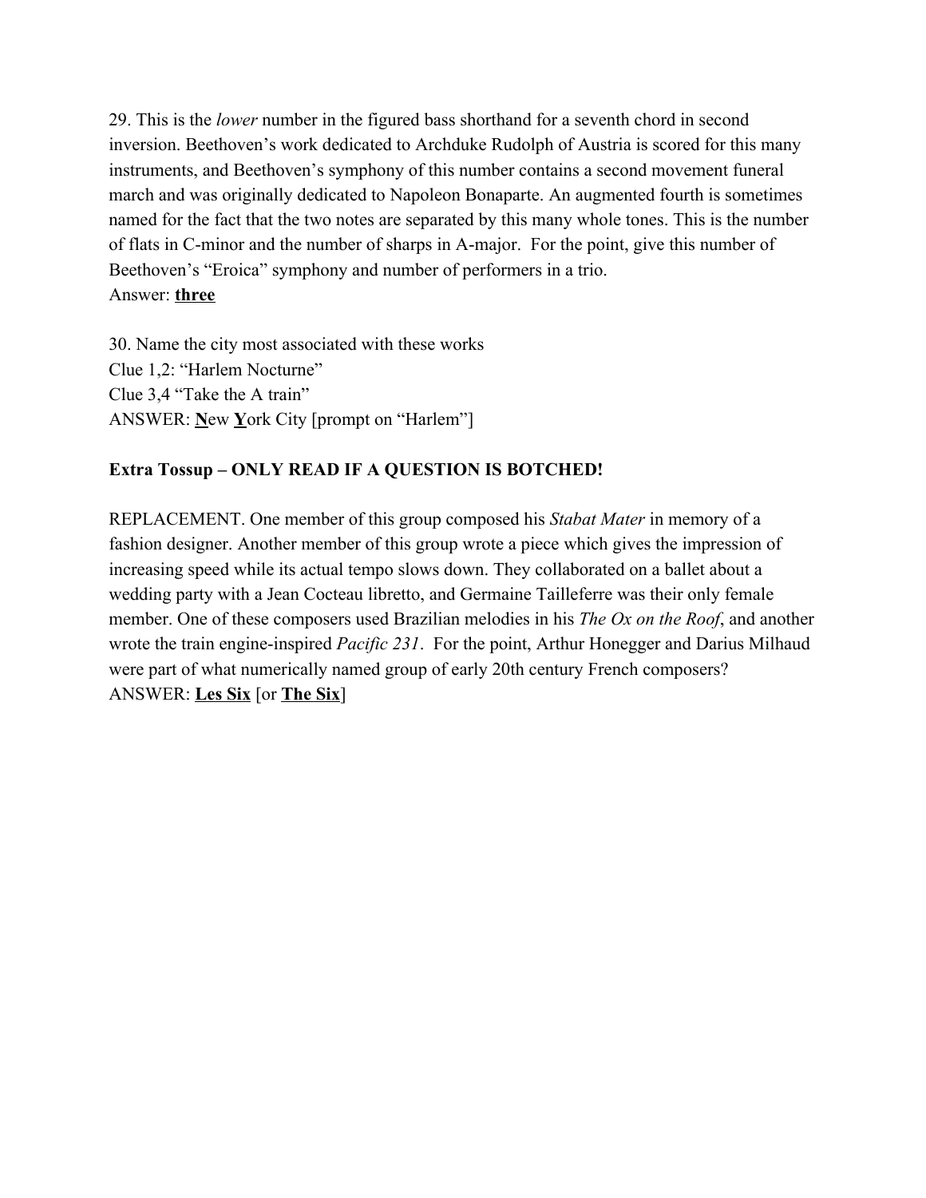29. This is the *lower* number in the figured bass shorthand for a seventh chord in second inversion. Beethoven's work dedicated to Archduke Rudolph of Austria is scored for this many instruments, and Beethoven's symphony of this number contains a second movement funeral march and was originally dedicated to Napoleon Bonaparte. An augmented fourth is sometimes named for the fact that the two notes are separated by this many whole tones. This is the number of flats in C-minor and the number of sharps in A-major. For the point, give this number of Beethoven's "Eroica" symphony and number of performers in a trio.
Answer: **three**

30. Name the city most associated with these works
Clue 1,2: "Harlem Nocturne"
Clue 3,4 "Take the A train"
ANSWER: **N**ew **Y**ork City [prompt on "Harlem"]

**Extra Tossup – ONLY READ IF A QUESTION IS BOTCHED!**

REPLACEMENT. One member of this group composed his *Stabat Mater* in memory of a fashion designer. Another member of this group wrote a piece which gives the impression of increasing speed while its actual tempo slows down. They collaborated on a ballet about a wedding party with a Jean Cocteau libretto, and Germaine Tailleferre was their only female member. One of these composers used Brazilian melodies in his *The Ox on the Roof*, and another wrote the train engine-inspired *Pacific 231*. For the point, Arthur Honegger and Darius Milhaud were part of what numerically named group of early 20th century French composers?
ANSWER: **Les Six** [or **The Six**]